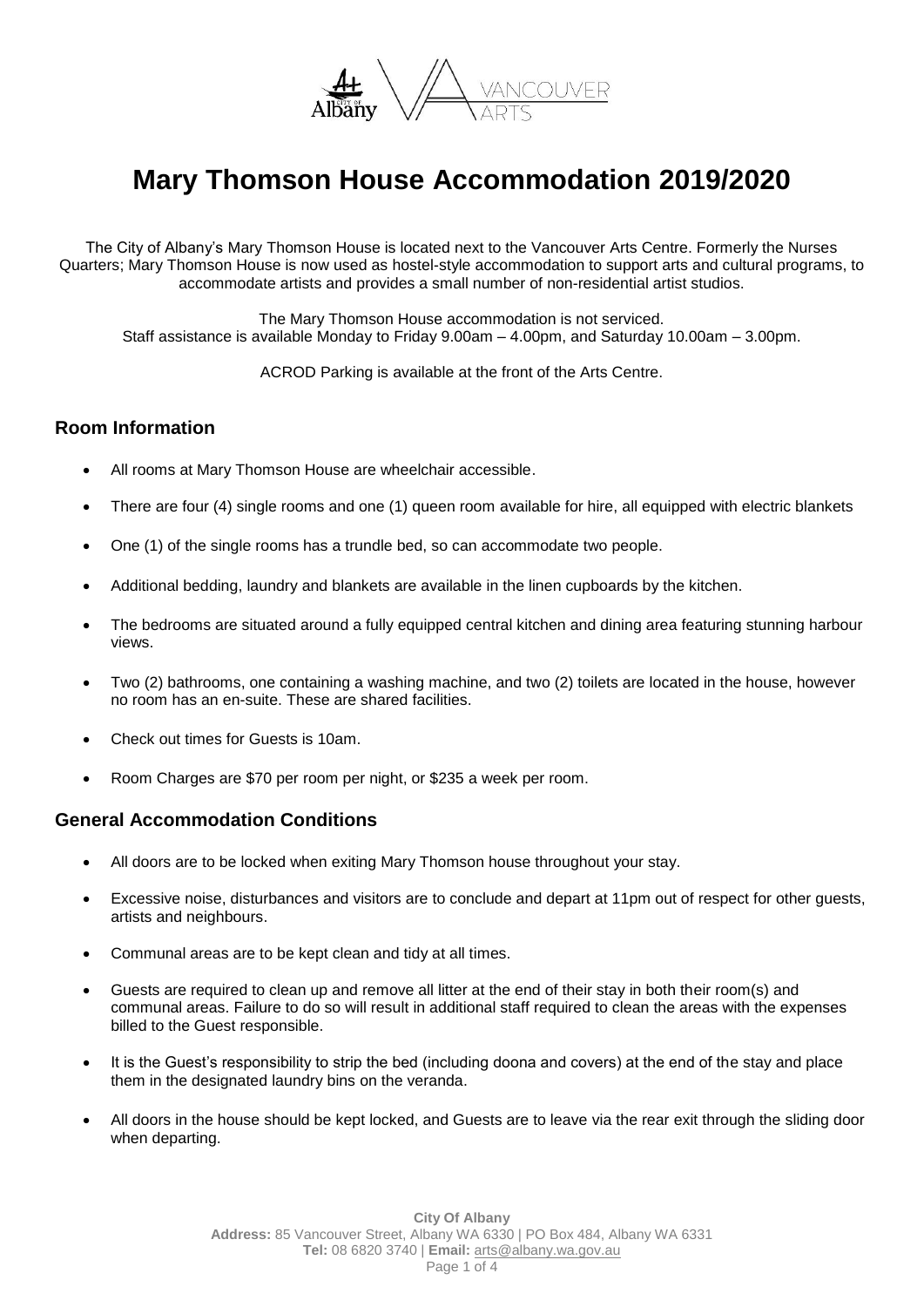# Mary Thomson House Accommodation 2019/2020

The City of Albany's Mary Thomson House is located next to the Vancouver Arts Centre. Formerly the Nurses Quarters; Mary Thomson House is now used as hostel-style accommodation to support arts and cultural programs, to accommodate artists and provides a small number of non-residential artist studios.

The Mary Thomson House accommodation is not serviced.
Staff assistance is available Monday to Friday 9.00am – 4.00pm, and Saturday 10.00am – 3.00pm.

ACROD Parking is available at the front of the Arts Centre.

## Room Information

- All rooms at Mary Thomson House are wheelchair accessible.
- There are four (4) single rooms and one (1) queen room available for hire, all equipped with electric blankets
- One (1) of the single rooms has a trundle bed, so can accommodate two people.
- Additional bedding, laundry and blankets are available in the linen cupboards by the kitchen.
- The bedrooms are situated around a fully equipped central kitchen and dining area featuring stunning harbour views.
- Two (2) bathrooms, one containing a washing machine, and two (2) toilets are located in the house, however no room has an en-suite. These are shared facilities.
- Check out times for Guests is 10am.
- Room Charges are $70 per room per night, or $235 a week per room.

## General Accommodation Conditions

- All doors are to be locked when exiting Mary Thomson house throughout your stay.
- Excessive noise, disturbances and visitors are to conclude and depart at 11pm out of respect for other guests, artists and neighbours.
- Communal areas are to be kept clean and tidy at all times.
- Guests are required to clean up and remove all litter at the end of their stay in both their room(s) and communal areas. Failure to do so will result in additional staff required to clean the areas with the expenses billed to the Guest responsible.
- It is the Guest's responsibility to strip the bed (including doona and covers) at the end of the stay and place them in the designated laundry bins on the veranda.
- All doors in the house should be kept locked, and Guests are to leave via the rear exit through the sliding door when departing.

**City Of Albany**
**Address:** 85 Vancouver Street, Albany WA 6330 | PO Box 484, Albany WA 6331
**Tel:** 08 6820 3740 | **Email:** arts@albany.wa.gov.au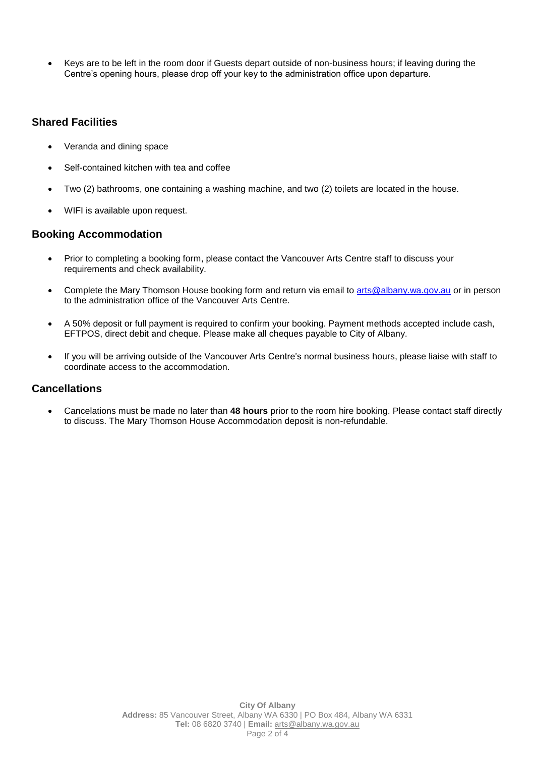- Keys are to be left in the room door if Guests depart outside of non-business hours; if leaving during the Centre's opening hours, please drop off your key to the administration office upon departure.

## Shared Facilities

- Veranda and dining space
- Self-contained kitchen with tea and coffee
- Two (2) bathrooms, one containing a washing machine, and two (2) toilets are located in the house.
- WIFI is available upon request.

## Booking Accommodation

- Prior to completing a booking form, please contact the Vancouver Arts Centre staff to discuss your requirements and check availability.
- Complete the Mary Thomson House booking form and return via email to arts@albany.wa.gov.au or in person to the administration office of the Vancouver Arts Centre.
- A 50% deposit or full payment is required to confirm your booking. Payment methods accepted include cash, EFTPOS, direct debit and cheque. Please make all cheques payable to City of Albany.
- If you will be arriving outside of the Vancouver Arts Centre's normal business hours, please liaise with staff to coordinate access to the accommodation.

## Cancellations

- Cancelations must be made no later than **48 hours** prior to the room hire booking. Please contact staff directly to discuss. The Mary Thomson House Accommodation deposit is non-refundable.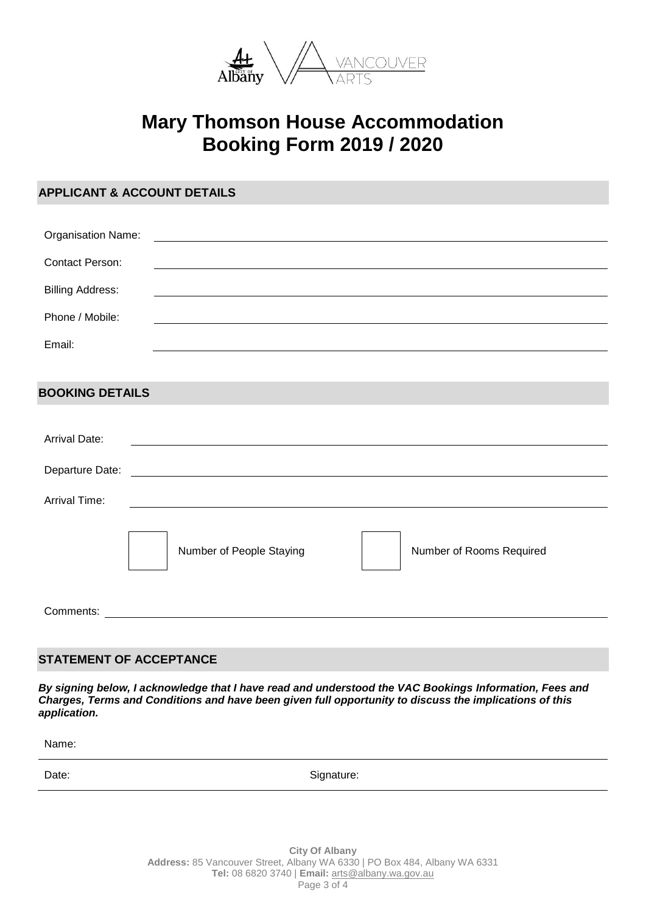# Mary Thomson House Accommodation Booking Form 2019 / 2020

## APPLICANT & ACCOUNT DETAILS

Organisation Name: ____________________

Contact Person: ____________________

Billing Address: ____________________

Phone / Mobile: ____________________

Email: ____________________

## BOOKING DETAILS

Arrival Date: ____________________

Departure Date: ____________________

Arrival Time: ____________________

☐ Number of People Staying

☐ Number of Rooms Required

Comments: ____________________

## STATEMENT OF ACCEPTANCE

***By signing below, I acknowledge that I have read and understood the VAC Bookings Information, Fees and Charges, Terms and Conditions and have been given full opportunity to discuss the implications of this application.***

Name: ____________________

Date: ____________________ Signature: ____________________

**City Of Albany**
**Address:** 85 Vancouver Street, Albany WA 6330 | PO Box 484, Albany WA 6331
**Tel:** 08 6820 3740 | **Email:** arts@albany.wa.gov.au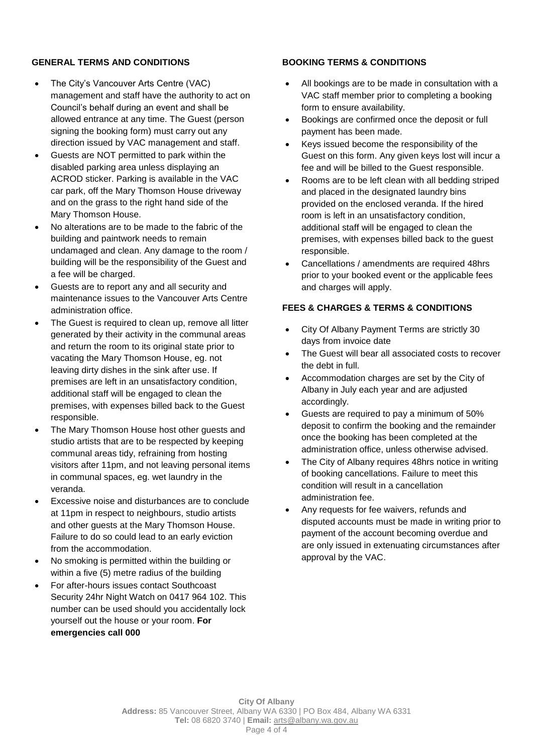## GENERAL TERMS AND CONDITIONS

- The City's Vancouver Arts Centre (VAC) management and staff have the authority to act on Council's behalf during an event and shall be allowed entrance at any time. The Guest (person signing the booking form) must carry out any direction issued by VAC management and staff.
- Guests are NOT permitted to park within the disabled parking area unless displaying an ACROD sticker. Parking is available in the VAC car park, off the Mary Thomson House driveway and on the grass to the right hand side of the Mary Thomson House.
- No alterations are to be made to the fabric of the building and paintwork needs to remain undamaged and clean. Any damage to the room / building will be the responsibility of the Guest and a fee will be charged.
- Guests are to report any and all security and maintenance issues to the Vancouver Arts Centre administration office.
- The Guest is required to clean up, remove all litter generated by their activity in the communal areas and return the room to its original state prior to vacating the Mary Thomson House, eg. not leaving dirty dishes in the sink after use. If premises are left in an unsatisfactory condition, additional staff will be engaged to clean the premises, with expenses billed back to the Guest responsible.
- The Mary Thomson House host other guests and studio artists that are to be respected by keeping communal areas tidy, refraining from hosting visitors after 11pm, and not leaving personal items in communal spaces, eg. wet laundry in the veranda.
- Excessive noise and disturbances are to conclude at 11pm in respect to neighbours, studio artists and other guests at the Mary Thomson House. Failure to do so could lead to an early eviction from the accommodation.
- No smoking is permitted within the building or within a five (5) metre radius of the building
- For after-hours issues contact Southcoast Security 24hr Night Watch on 0417 964 102. This number can be used should you accidentally lock yourself out the house or your room. **For emergencies call 000**

## BOOKING TERMS & CONDITIONS

- All bookings are to be made in consultation with a VAC staff member prior to completing a booking form to ensure availability.
- Bookings are confirmed once the deposit or full payment has been made.
- Keys issued become the responsibility of the Guest on this form. Any given keys lost will incur a fee and will be billed to the Guest responsible.
- Rooms are to be left clean with all bedding striped and placed in the designated laundry bins provided on the enclosed veranda. If the hired room is left in an unsatisfactory condition, additional staff will be engaged to clean the premises, with expenses billed back to the guest responsible.
- Cancellations / amendments are required 48hrs prior to your booked event or the applicable fees and charges will apply.

## FEES & CHARGES & TERMS & CONDITIONS

- City Of Albany Payment Terms are strictly 30 days from invoice date
- The Guest will bear all associated costs to recover the debt in full.
- Accommodation charges are set by the City of Albany in July each year and are adjusted accordingly.
- Guests are required to pay a minimum of 50% deposit to confirm the booking and the remainder once the booking has been completed at the administration office, unless otherwise advised.
- The City of Albany requires 48hrs notice in writing of booking cancellations. Failure to meet this condition will result in a cancellation administration fee.
- Any requests for fee waivers, refunds and disputed accounts must be made in writing prior to payment of the account becoming overdue and are only issued in extenuating circumstances after approval by the VAC.

**City Of Albany**
**Address:** 85 Vancouver Street, Albany WA 6330 | PO Box 484, Albany WA 6331
**Tel:** 08 6820 3740 | **Email:** arts@albany.wa.gov.au